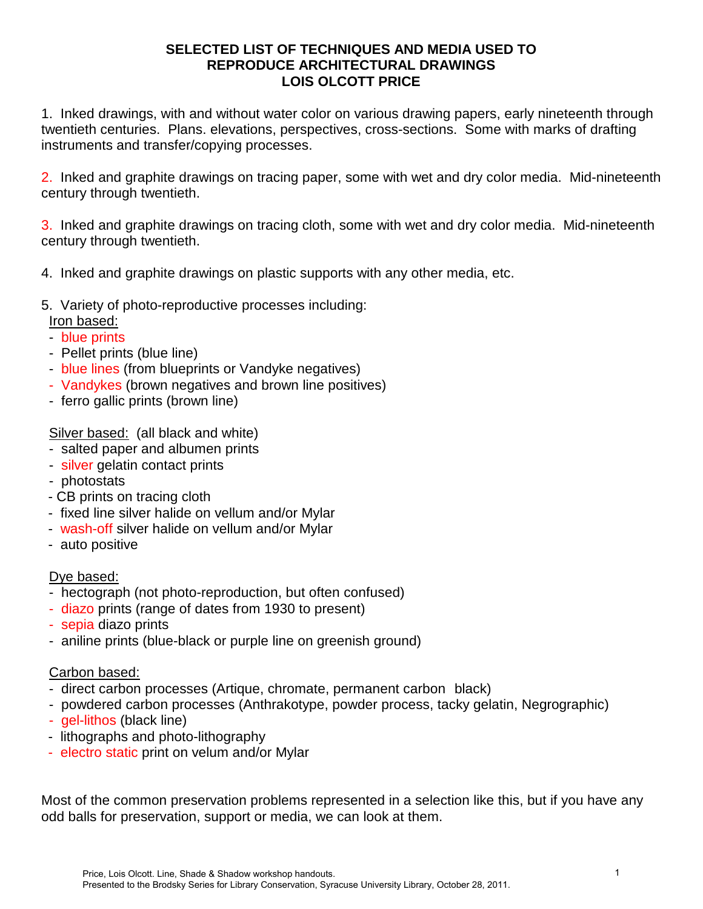# SELECTED LIST OF TECHNIQUES AND MEDIA USED TO REPRODUCE ARCHITECTURAL DRAWINGS
## LOIS OLCOTT PRICE

1. Inked drawings, with and without water color on various drawing papers, early nineteenth through twentieth centuries. Plans. elevations, perspectives, cross-sections. Some with marks of drafting instruments and transfer/copying processes.

2. Inked and graphite drawings on tracing paper, some with wet and dry color media. Mid-nineteenth century through twentieth.

3. Inked and graphite drawings on tracing cloth, some with wet and dry color media. Mid-nineteenth century through twentieth.

4. Inked and graphite drawings on plastic supports with any other media, etc.

5. Variety of photo-reproductive processes including:

   Iron based:
   - blue prints
   - Pellet prints (blue line)
   - blue lines (from blueprints or Vandyke negatives)
   - Vandykes (brown negatives and brown line positives)
   - ferro gallic prints (brown line)

   Silver based: (all black and white)
   - salted paper and albumen prints
   - silver gelatin contact prints
   - photostats
   - CB prints on tracing cloth
   - fixed line silver halide on vellum and/or Mylar
   - wash-off silver halide on vellum and/or Mylar
   - auto positive

   Dye based:
   - hectograph (not photo-reproduction, but often confused)
   - diazo prints (range of dates from 1930 to present)
   - sepia diazo prints
   - aniline prints (blue-black or purple line on greenish ground)

   Carbon based:
   - direct carbon processes (Artique, chromate, permanent carbon black)
   - powdered carbon processes (Anthrakotype, powder process, tacky gelatin, Negrographic)
   - gel-lithos (black line)
   - lithographs and photo-lithography
   - electro static print on velum and/or Mylar

Most of the common preservation problems represented in a selection like this, but if you have any odd balls for preservation, support or media, we can look at them.

Price, Lois Olcott. Line, Shade & Shadow workshop handouts.
Presented to the Brodsky Series for Library Conservation, Syracuse University Library, October 28, 2011.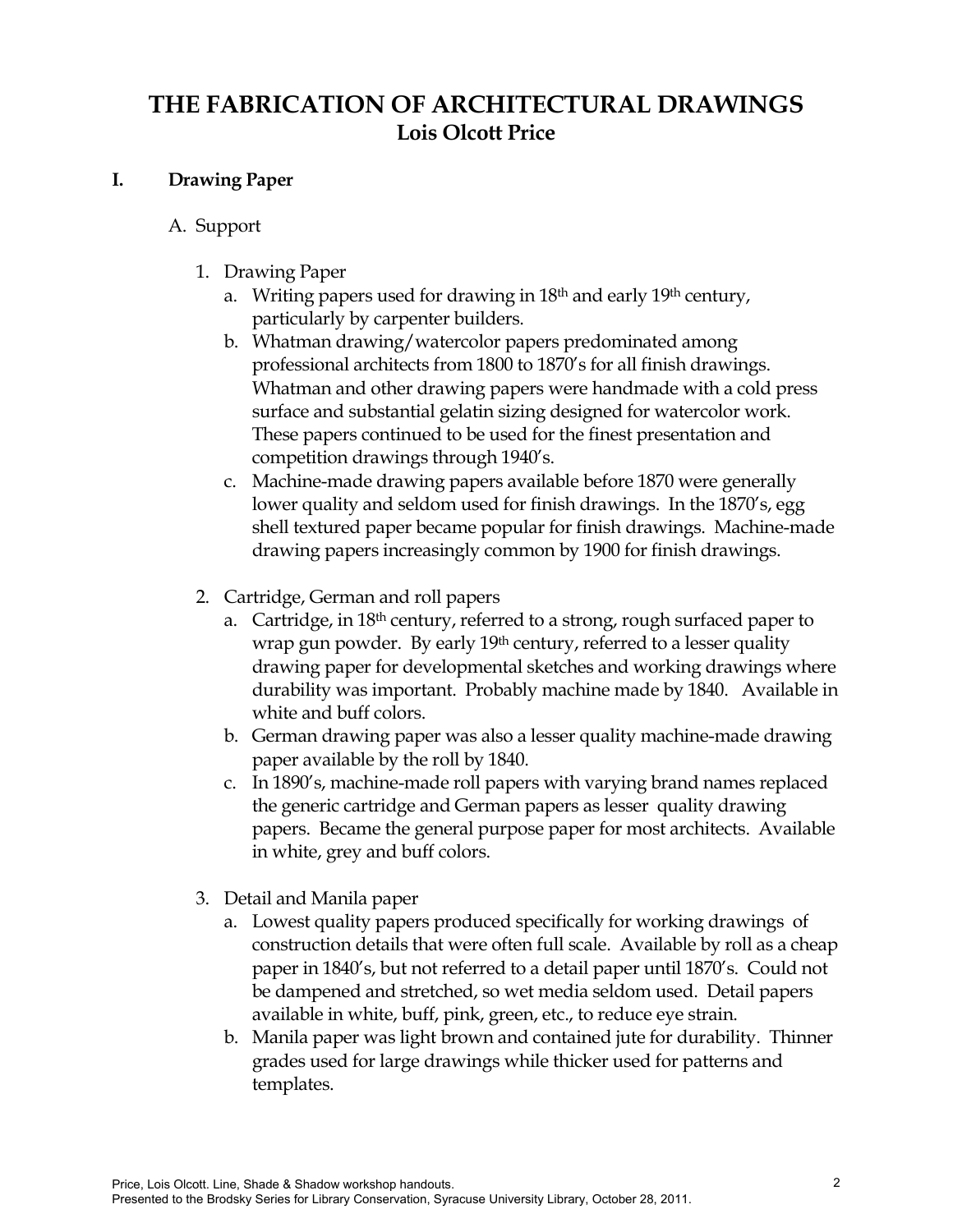# THE FABRICATION OF ARCHITECTURAL DRAWINGS
## Lois Olcott Price

**I. Drawing Paper**

A. Support

1. Drawing Paper
   a. Writing papers used for drawing in 18th and early 19th century, particularly by carpenter builders.
   b. Whatman drawing/watercolor papers predominated among professional architects from 1800 to 1870's for all finish drawings. Whatman and other drawing papers were handmade with a cold press surface and substantial gelatin sizing designed for watercolor work. These papers continued to be used for the finest presentation and competition drawings through 1940's.
   c. Machine-made drawing papers available before 1870 were generally lower quality and seldom used for finish drawings. In the 1870's, egg shell textured paper became popular for finish drawings. Machine-made drawing papers increasingly common by 1900 for finish drawings.

2. Cartridge, German and roll papers
   a. Cartridge, in 18th century, referred to a strong, rough surfaced paper to wrap gun powder. By early 19th century, referred to a lesser quality drawing paper for developmental sketches and working drawings where durability was important. Probably machine made by 1840. Available in white and buff colors.
   b. German drawing paper was also a lesser quality machine-made drawing paper available by the roll by 1840.
   c. In 1890's, machine-made roll papers with varying brand names replaced the generic cartridge and German papers as lesser quality drawing papers. Became the general purpose paper for most architects. Available in white, grey and buff colors.

3. Detail and Manila paper
   a. Lowest quality papers produced specifically for working drawings of construction details that were often full scale. Available by roll as a cheap paper in 1840's, but not referred to a detail paper until 1870's. Could not be dampened and stretched, so wet media seldom used. Detail papers available in white, buff, pink, green, etc., to reduce eye strain.
   b. Manila paper was light brown and contained jute for durability. Thinner grades used for large drawings while thicker used for patterns and templates.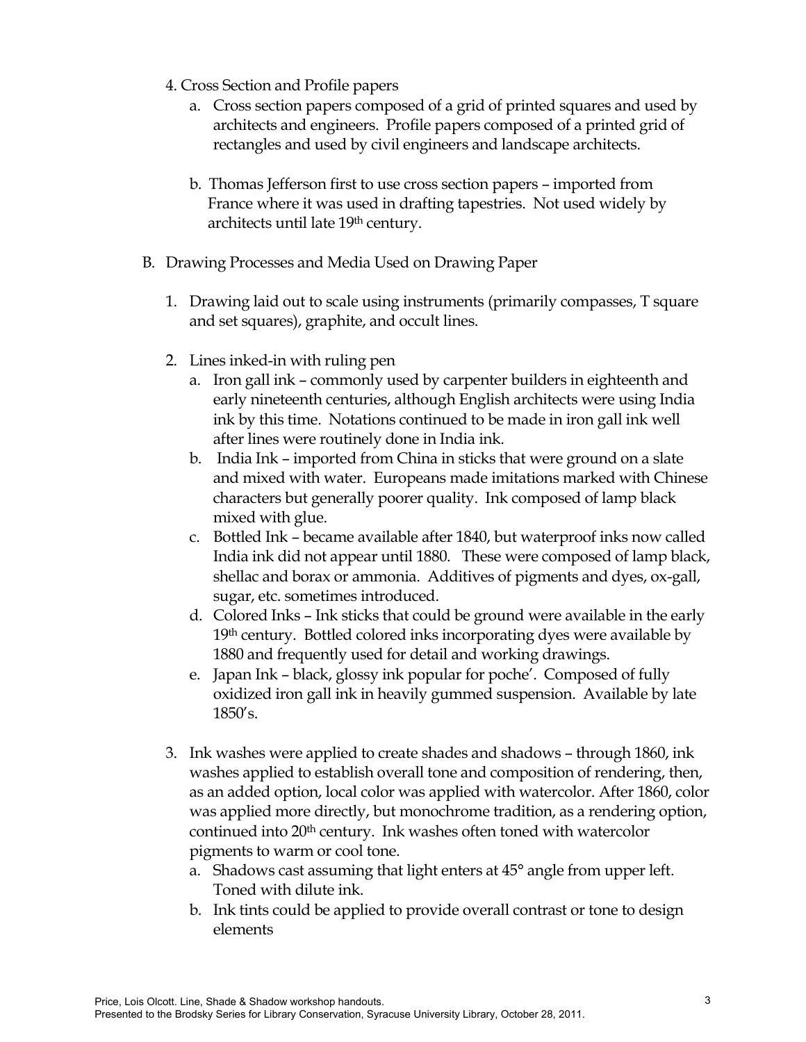4. Cross Section and Profile papers
   a. Cross section papers composed of a grid of printed squares and used by architects and engineers. Profile papers composed of a printed grid of rectangles and used by civil engineers and landscape architects.

   b. Thomas Jefferson first to use cross section papers – imported from France where it was used in drafting tapestries. Not used widely by architects until late 19th century.

B. Drawing Processes and Media Used on Drawing Paper

   1. Drawing laid out to scale using instruments (primarily compasses, T square and set squares), graphite, and occult lines.

   2. Lines inked-in with ruling pen
      a. Iron gall ink – commonly used by carpenter builders in eighteenth and early nineteenth centuries, although English architects were using India ink by this time. Notations continued to be made in iron gall ink well after lines were routinely done in India ink.
      b. India Ink – imported from China in sticks that were ground on a slate and mixed with water. Europeans made imitations marked with Chinese characters but generally poorer quality. Ink composed of lamp black mixed with glue.
      c. Bottled Ink – became available after 1840, but waterproof inks now called India ink did not appear until 1880. These were composed of lamp black, shellac and borax or ammonia. Additives of pigments and dyes, ox-gall, sugar, etc. sometimes introduced.
      d. Colored Inks – Ink sticks that could be ground were available in the early 19th century. Bottled colored inks incorporating dyes were available by 1880 and frequently used for detail and working drawings.
      e. Japan Ink – black, glossy ink popular for poche'. Composed of fully oxidized iron gall ink in heavily gummed suspension. Available by late 1850's.

   3. Ink washes were applied to create shades and shadows – through 1860, ink washes applied to establish overall tone and composition of rendering, then, as an added option, local color was applied with watercolor. After 1860, color was applied more directly, but monochrome tradition, as a rendering option, continued into 20th century. Ink washes often toned with watercolor pigments to warm or cool tone.
      a. Shadows cast assuming that light enters at 45° angle from upper left. Toned with dilute ink.
      b. Ink tints could be applied to provide overall contrast or tone to design elements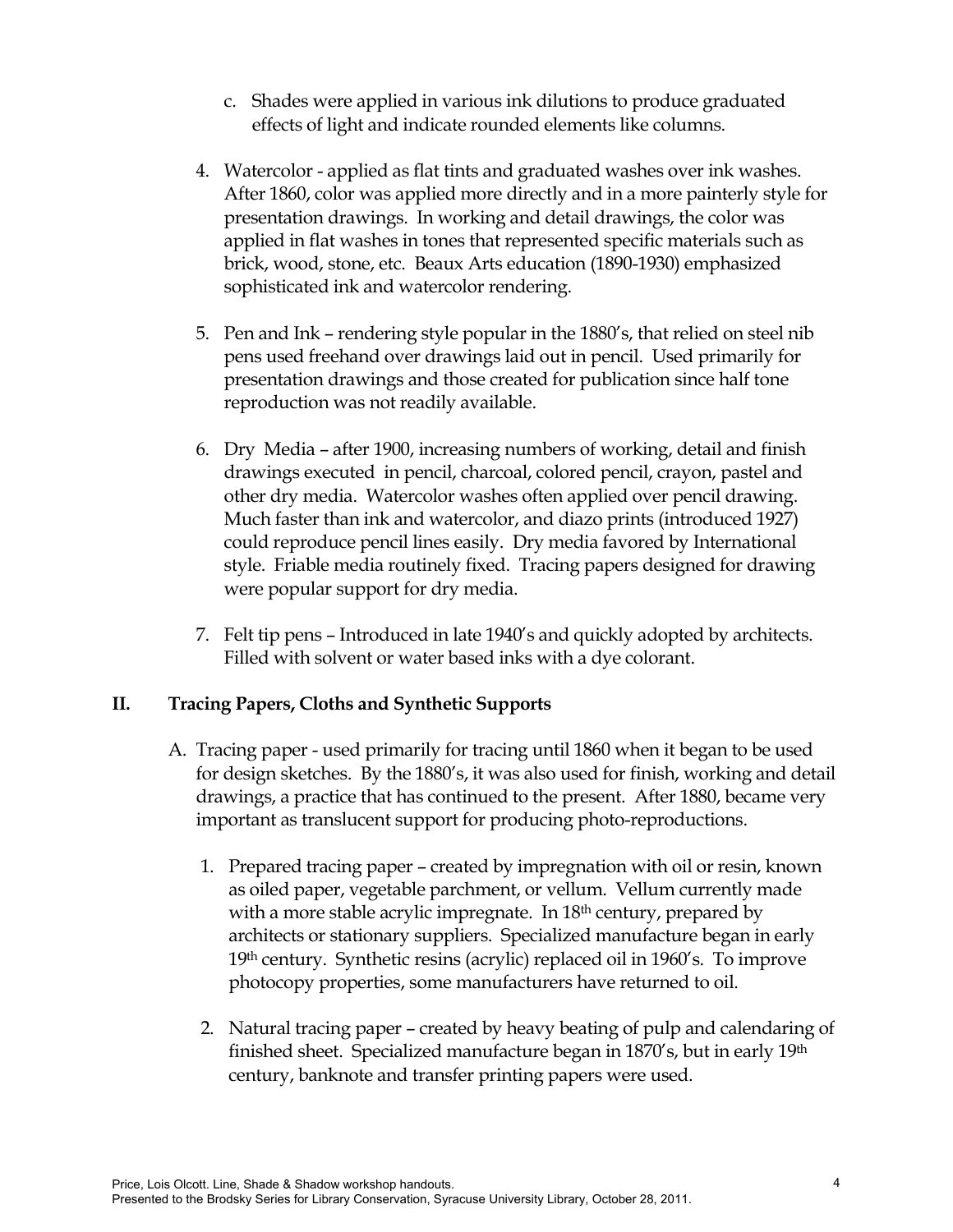c. Shades were applied in various ink dilutions to produce graduated effects of light and indicate rounded elements like columns.

4. Watercolor - applied as flat tints and graduated washes over ink washes. After 1860, color was applied more directly and in a more painterly style for presentation drawings. In working and detail drawings, the color was applied in flat washes in tones that represented specific materials such as brick, wood, stone, etc. Beaux Arts education (1890-1930) emphasized sophisticated ink and watercolor rendering.

5. Pen and Ink – rendering style popular in the 1880's, that relied on steel nib pens used freehand over drawings laid out in pencil. Used primarily for presentation drawings and those created for publication since half tone reproduction was not readily available.

6. Dry Media – after 1900, increasing numbers of working, detail and finish drawings executed in pencil, charcoal, colored pencil, crayon, pastel and other dry media. Watercolor washes often applied over pencil drawing. Much faster than ink and watercolor, and diazo prints (introduced 1927) could reproduce pencil lines easily. Dry media favored by International style. Friable media routinely fixed. Tracing papers designed for drawing were popular support for dry media.

7. Felt tip pens – Introduced in late 1940's and quickly adopted by architects. Filled with solvent or water based inks with a dye colorant.

## II. Tracing Papers, Cloths and Synthetic Supports

A. Tracing paper - used primarily for tracing until 1860 when it began to be used for design sketches. By the 1880's, it was also used for finish, working and detail drawings, a practice that has continued to the present. After 1880, became very important as translucent support for producing photo-reproductions.

1. Prepared tracing paper – created by impregnation with oil or resin, known as oiled paper, vegetable parchment, or vellum. Vellum currently made with a more stable acrylic impregnate. In 18th century, prepared by architects or stationary suppliers. Specialized manufacture began in early 19th century. Synthetic resins (acrylic) replaced oil in 1960's. To improve photocopy properties, some manufacturers have returned to oil.

2. Natural tracing paper – created by heavy beating of pulp and calendaring of finished sheet. Specialized manufacture began in 1870's, but in early 19th century, banknote and transfer printing papers were used.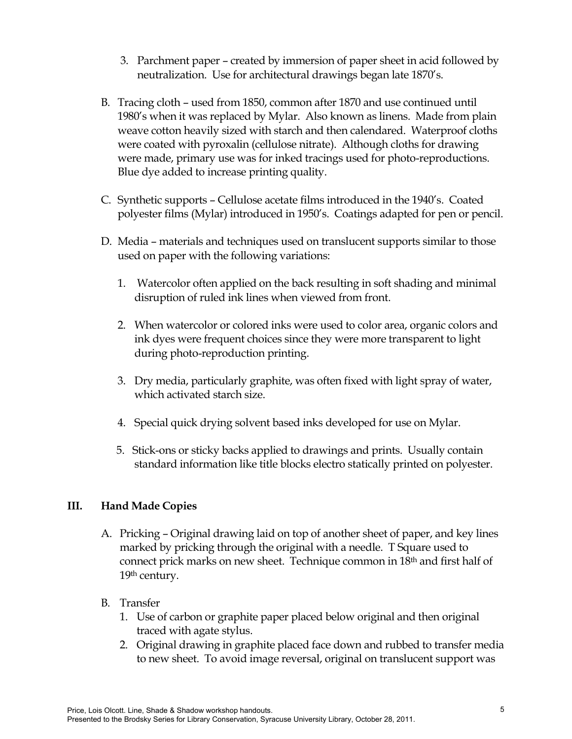3. Parchment paper – created by immersion of paper sheet in acid followed by neutralization. Use for architectural drawings began late 1870's.

B. Tracing cloth – used from 1850, common after 1870 and use continued until 1980's when it was replaced by Mylar. Also known as linens. Made from plain weave cotton heavily sized with starch and then calendared. Waterproof cloths were coated with pyroxalin (cellulose nitrate). Although cloths for drawing were made, primary use was for inked tracings used for photo-reproductions. Blue dye added to increase printing quality.

C. Synthetic supports – Cellulose acetate films introduced in the 1940's. Coated polyester films (Mylar) introduced in 1950's. Coatings adapted for pen or pencil.

D. Media – materials and techniques used on translucent supports similar to those used on paper with the following variations:

1. Watercolor often applied on the back resulting in soft shading and minimal disruption of ruled ink lines when viewed from front.

2. When watercolor or colored inks were used to color area, organic colors and ink dyes were frequent choices since they were more transparent to light during photo-reproduction printing.

3. Dry media, particularly graphite, was often fixed with light spray of water, which activated starch size.

4. Special quick drying solvent based inks developed for use on Mylar.

5. Stick-ons or sticky backs applied to drawings and prints. Usually contain standard information like title blocks electro statically printed on polyester.

## III. Hand Made Copies

A. Pricking – Original drawing laid on top of another sheet of paper, and key lines marked by pricking through the original with a needle. T Square used to connect prick marks on new sheet. Technique common in 18th and first half of 19th century.

B. Transfer

1. Use of carbon or graphite paper placed below original and then original traced with agate stylus.
2. Original drawing in graphite placed face down and rubbed to transfer media to new sheet. To avoid image reversal, original on translucent support was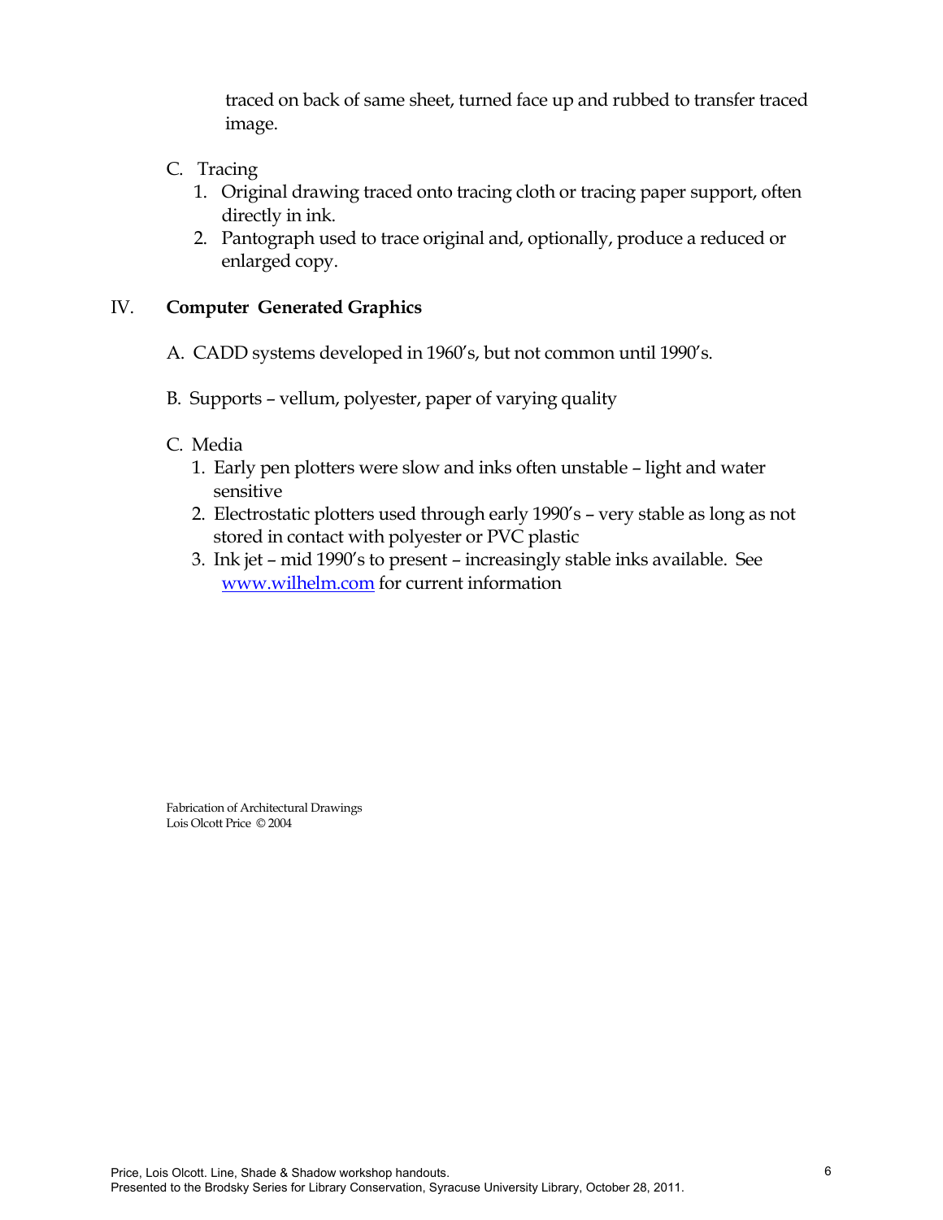traced on back of same sheet, turned face up and rubbed to transfer traced image.

C. Tracing

1. Original drawing traced onto tracing cloth or tracing paper support, often directly in ink.
2. Pantograph used to trace original and, optionally, produce a reduced or enlarged copy.

## IV. **Computer Generated Graphics**

A. CADD systems developed in 1960's, but not common until 1990's.

B. Supports – vellum, polyester, paper of varying quality

C. Media

1. Early pen plotters were slow and inks often unstable – light and water sensitive
2. Electrostatic plotters used through early 1990's – very stable as long as not stored in contact with polyester or PVC plastic
3. Ink jet – mid 1990's to present – increasingly stable inks available. See www.wilhelm.com for current information

Fabrication of Architectural Drawings
Lois Olcott Price © 2004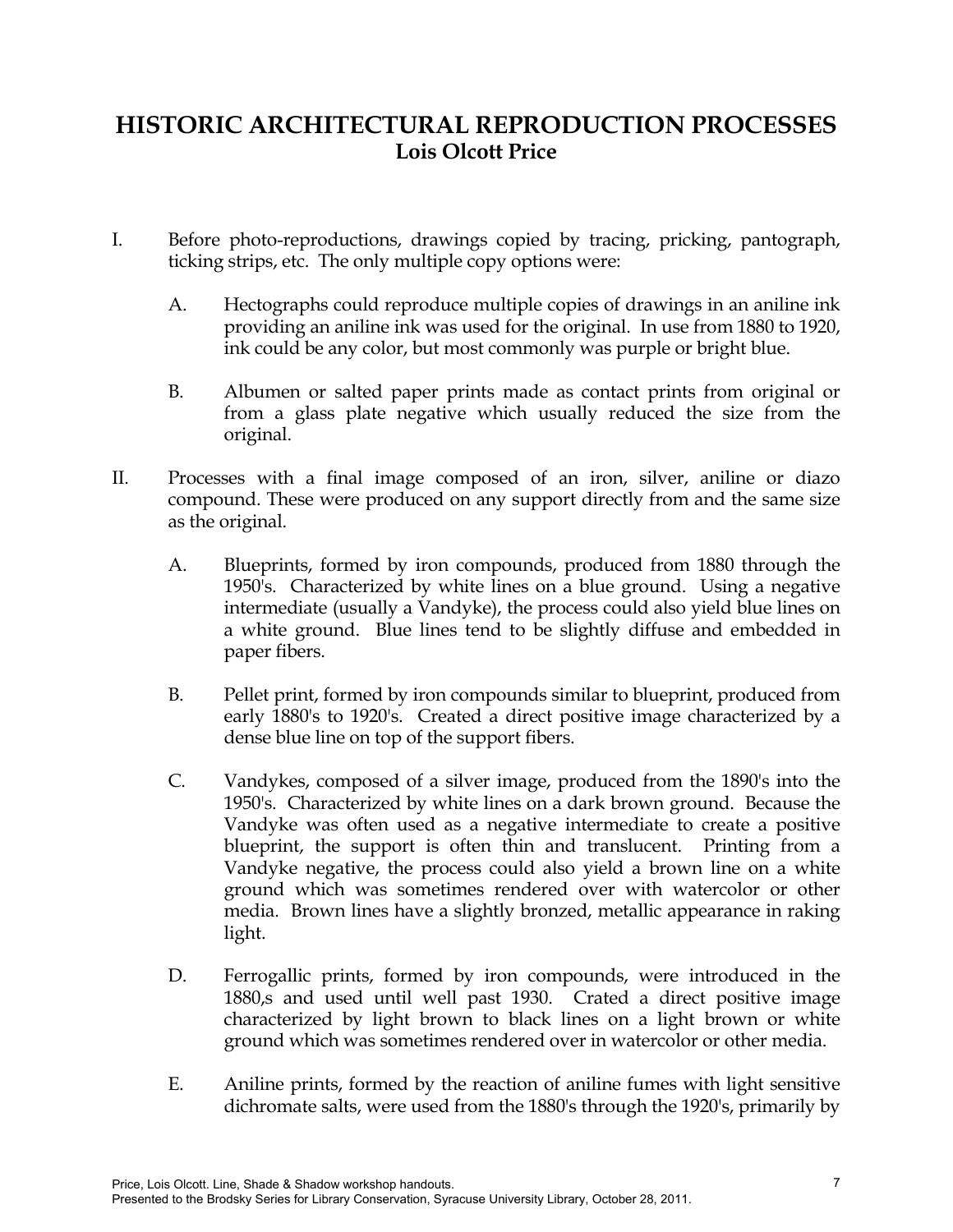# HISTORIC ARCHITECTURAL REPRODUCTION PROCESSES

## Lois Olcott Price

I. Before photo-reproductions, drawings copied by tracing, pricking, pantograph, ticking strips, etc. The only multiple copy options were:

   A. Hectographs could reproduce multiple copies of drawings in an aniline ink providing an aniline ink was used for the original. In use from 1880 to 1920, ink could be any color, but most commonly was purple or bright blue.

   B. Albumen or salted paper prints made as contact prints from original or from a glass plate negative which usually reduced the size from the original.

II. Processes with a final image composed of an iron, silver, aniline or diazo compound. These were produced on any support directly from and the same size as the original.

   A. Blueprints, formed by iron compounds, produced from 1880 through the 1950's. Characterized by white lines on a blue ground. Using a negative intermediate (usually a Vandyke), the process could also yield blue lines on a white ground. Blue lines tend to be slightly diffuse and embedded in paper fibers.

   B. Pellet print, formed by iron compounds similar to blueprint, produced from early 1880's to 1920's. Created a direct positive image characterized by a dense blue line on top of the support fibers.

   C. Vandykes, composed of a silver image, produced from the 1890's into the 1950's. Characterized by white lines on a dark brown ground. Because the Vandyke was often used as a negative intermediate to create a positive blueprint, the support is often thin and translucent. Printing from a Vandyke negative, the process could also yield a brown line on a white ground which was sometimes rendered over with watercolor or other media. Brown lines have a slightly bronzed, metallic appearance in raking light.

   D. Ferrogallic prints, formed by iron compounds, were introduced in the 1880,s and used until well past 1930. Crated a direct positive image characterized by light brown to black lines on a light brown or white ground which was sometimes rendered over in watercolor or other media.

   E. Aniline prints, formed by the reaction of aniline fumes with light sensitive dichromate salts, were used from the 1880's through the 1920's, primarily by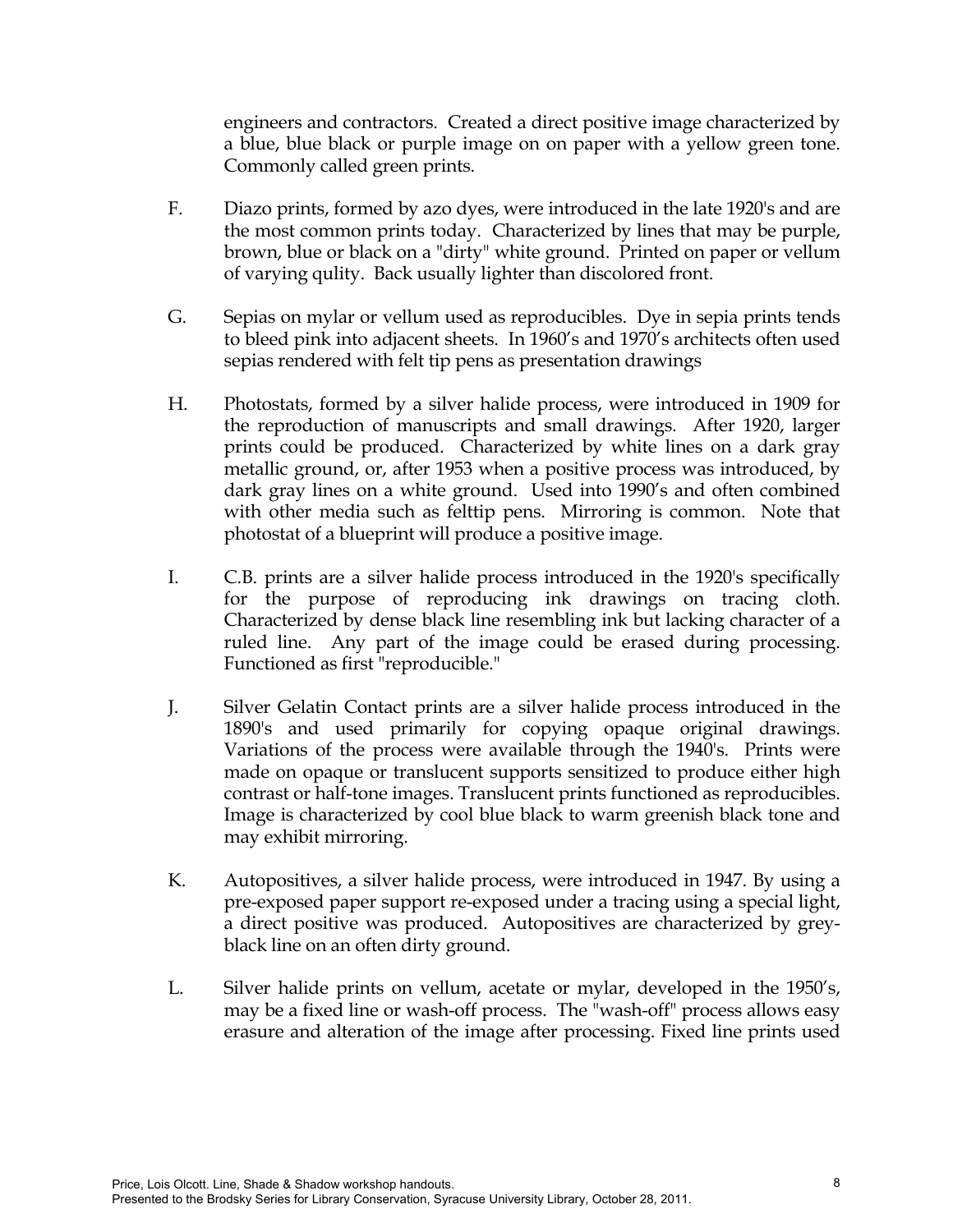engineers and contractors. Created a direct positive image characterized by a blue, blue black or purple image on on paper with a yellow green tone. Commonly called green prints.

F. Diazo prints, formed by azo dyes, were introduced in the late 1920's and are the most common prints today. Characterized by lines that may be purple, brown, blue or black on a "dirty" white ground. Printed on paper or vellum of varying qulity. Back usually lighter than discolored front.

G. Sepias on mylar or vellum used as reproducibles. Dye in sepia prints tends to bleed pink into adjacent sheets. In 1960's and 1970's architects often used sepias rendered with felt tip pens as presentation drawings

H. Photostats, formed by a silver halide process, were introduced in 1909 for the reproduction of manuscripts and small drawings. After 1920, larger prints could be produced. Characterized by white lines on a dark gray metallic ground, or, after 1953 when a positive process was introduced, by dark gray lines on a white ground. Used into 1990's and often combined with other media such as felttip pens. Mirroring is common. Note that photostat of a blueprint will produce a positive image.

I. C.B. prints are a silver halide process introduced in the 1920's specifically for the purpose of reproducing ink drawings on tracing cloth. Characterized by dense black line resembling ink but lacking character of a ruled line. Any part of the image could be erased during processing. Functioned as first "reproducible."

J. Silver Gelatin Contact prints are a silver halide process introduced in the 1890's and used primarily for copying opaque original drawings. Variations of the process were available through the 1940's. Prints were made on opaque or translucent supports sensitized to produce either high contrast or half-tone images. Translucent prints functioned as reproducibles. Image is characterized by cool blue black to warm greenish black tone and may exhibit mirroring.

K. Autopositives, a silver halide process, were introduced in 1947. By using a pre-exposed paper support re-exposed under a tracing using a special light, a direct positive was produced. Autopositives are characterized by grey-black line on an often dirty ground.

L. Silver halide prints on vellum, acetate or mylar, developed in the 1950's, may be a fixed line or wash-off process. The "wash-off" process allows easy erasure and alteration of the image after processing. Fixed line prints used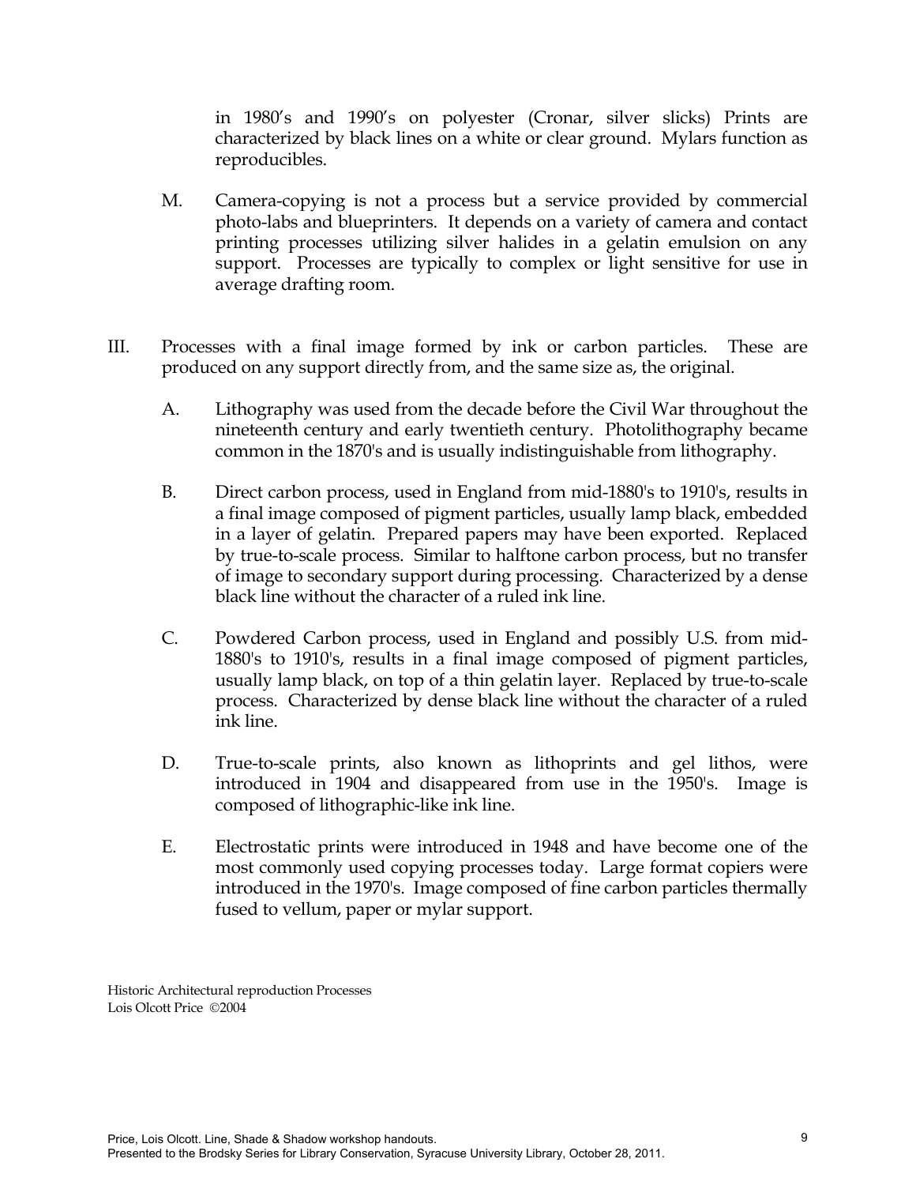in 1980's and 1990's on polyester (Cronar, silver slicks) Prints are characterized by black lines on a white or clear ground. Mylars function as reproducibles.

M. Camera-copying is not a process but a service provided by commercial photo-labs and blueprinters. It depends on a variety of camera and contact printing processes utilizing silver halides in a gelatin emulsion on any support. Processes are typically to complex or light sensitive for use in average drafting room.

III. Processes with a final image formed by ink or carbon particles. These are produced on any support directly from, and the same size as, the original.

A. Lithography was used from the decade before the Civil War throughout the nineteenth century and early twentieth century. Photolithography became common in the 1870's and is usually indistinguishable from lithography.

B. Direct carbon process, used in England from mid-1880's to 1910's, results in a final image composed of pigment particles, usually lamp black, embedded in a layer of gelatin. Prepared papers may have been exported. Replaced by true-to-scale process. Similar to halftone carbon process, but no transfer of image to secondary support during processing. Characterized by a dense black line without the character of a ruled ink line.

C. Powdered Carbon process, used in England and possibly U.S. from mid-1880's to 1910's, results in a final image composed of pigment particles, usually lamp black, on top of a thin gelatin layer. Replaced by true-to-scale process. Characterized by dense black line without the character of a ruled ink line.

D. True-to-scale prints, also known as lithoprints and gel lithos, were introduced in 1904 and disappeared from use in the 1950's. Image is composed of lithographic-like ink line.

E. Electrostatic prints were introduced in 1948 and have become one of the most commonly used copying processes today. Large format copiers were introduced in the 1970's. Image composed of fine carbon particles thermally fused to vellum, paper or mylar support.

Historic Architectural reproduction Processes
Lois Olcott Price ©2004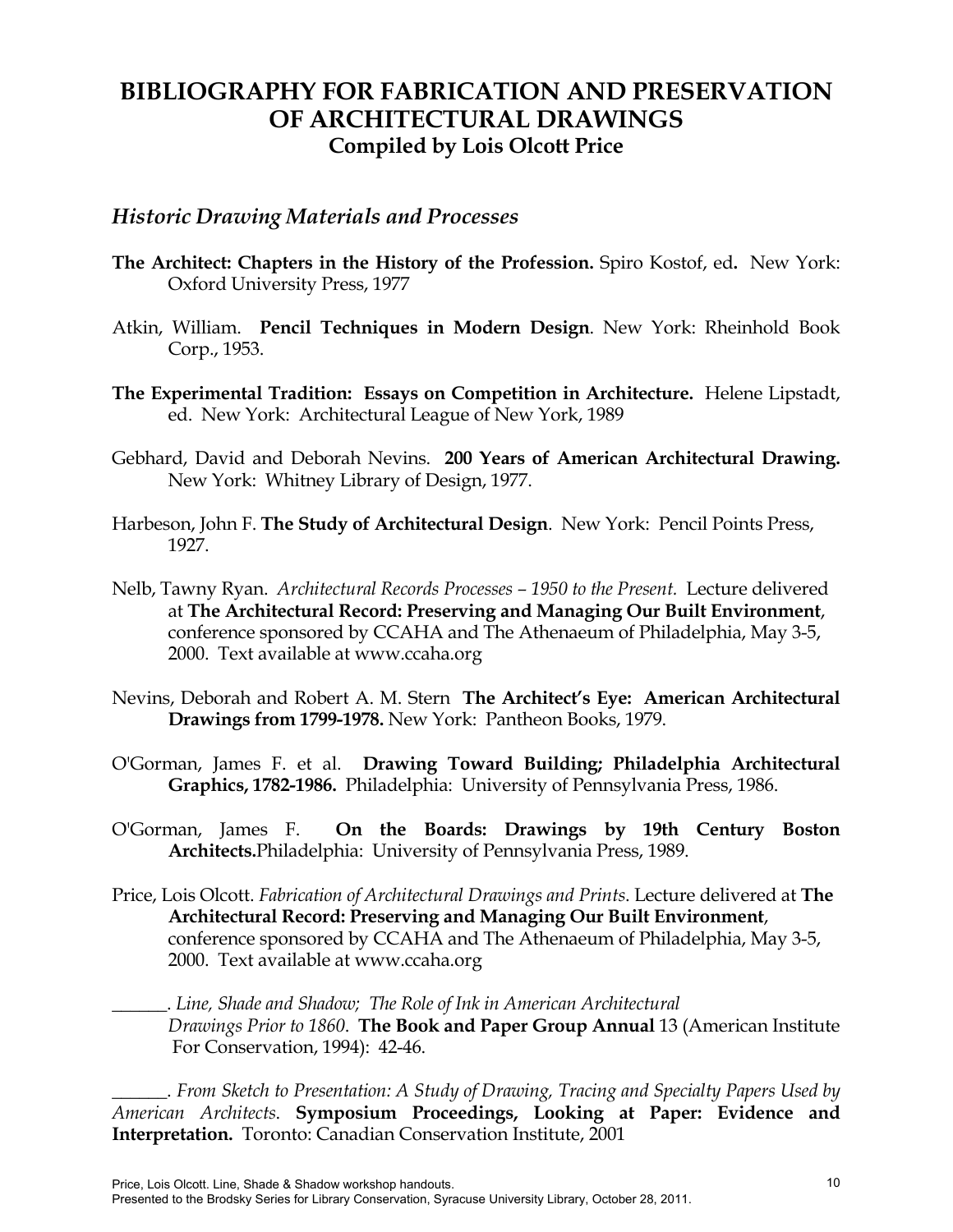# BIBLIOGRAPHY FOR FABRICATION AND PRESERVATION OF ARCHITECTURAL DRAWINGS

**Compiled by Lois Olcott Price**

## *Historic Drawing Materials and Processes*

**The Architect: Chapters in the History of the Profession.** Spiro Kostof, ed**.** New York: Oxford University Press, 1977

Atkin, William. **Pencil Techniques in Modern Design**. New York: Rheinhold Book Corp., 1953.

**The Experimental Tradition: Essays on Competition in Architecture.** Helene Lipstadt, ed. New York: Architectural League of New York, 1989

Gebhard, David and Deborah Nevins. **200 Years of American Architectural Drawing.** New York: Whitney Library of Design, 1977.

Harbeson, John F. **The Study of Architectural Design**. New York: Pencil Points Press, 1927.

Nelb, Tawny Ryan. *Architectural Records Processes – 1950 to the Present.* Lecture delivered at **The Architectural Record: Preserving and Managing Our Built Environment**, conference sponsored by CCAHA and The Athenaeum of Philadelphia, May 3-5, 2000. Text available at www.ccaha.org

Nevins, Deborah and Robert A. M. Stern **The Architect's Eye: American Architectural Drawings from 1799-1978.** New York: Pantheon Books, 1979.

O'Gorman, James F. et al. **Drawing Toward Building; Philadelphia Architectural Graphics, 1782-1986.** Philadelphia: University of Pennsylvania Press, 1986.

O'Gorman, James F. **On the Boards: Drawings by 19th Century Boston Architects.**Philadelphia: University of Pennsylvania Press, 1989.

Price, Lois Olcott. *Fabrication of Architectural Drawings and Prints*. Lecture delivered at **The Architectural Record: Preserving and Managing Our Built Environment**, conference sponsored by CCAHA and The Athenaeum of Philadelphia, May 3-5, 2000. Text available at www.ccaha.org

______. *Line, Shade and Shadow; The Role of Ink in American Architectural Drawings Prior to 1860*. **The Book and Paper Group Annual** 13 (American Institute For Conservation, 1994): 42-46.

______. *From Sketch to Presentation: A Study of Drawing, Tracing and Specialty Papers Used by American Architects*. **Symposium Proceedings, Looking at Paper: Evidence and Interpretation.** Toronto: Canadian Conservation Institute, 2001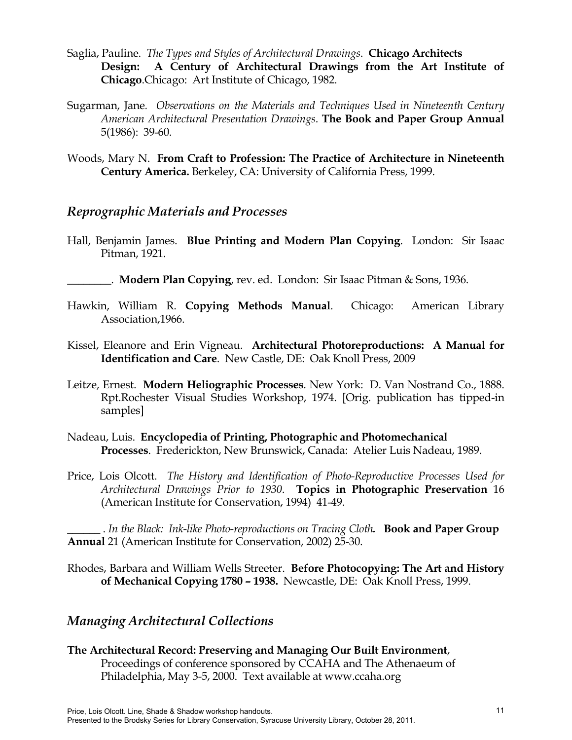Saglia, Pauline. *The Types and Styles of Architectural Drawings*. **Chicago Architects Design: A Century of Architectural Drawings from the Art Institute of Chicago**.Chicago: Art Institute of Chicago, 1982.

Sugarman, Jane. *Observations on the Materials and Techniques Used in Nineteenth Century American Architectural Presentation Drawings*. **The Book and Paper Group Annual** 5(1986): 39-60.

Woods, Mary N. **From Craft to Profession: The Practice of Architecture in Nineteenth Century America.** Berkeley, CA: University of California Press, 1999.

## *Reprographic Materials and Processes*

Hall, Benjamin James. **Blue Printing and Modern Plan Copying**. London: Sir Isaac Pitman, 1921.

________. **Modern Plan Copying**, rev. ed. London: Sir Isaac Pitman & Sons, 1936.

Hawkin, William R. **Copying Methods Manual**. Chicago: American Library Association,1966.

Kissel, Eleanore and Erin Vigneau. **Architectural Photoreproductions: A Manual for Identification and Care**. New Castle, DE: Oak Knoll Press, 2009

Leitze, Ernest. **Modern Heliographic Processes**. New York: D. Van Nostrand Co., 1888. Rpt.Rochester Visual Studies Workshop, 1974. [Orig. publication has tipped-in samples]

Nadeau, Luis. **Encyclopedia of Printing, Photographic and Photomechanical Processes**. Frederickton, New Brunswick, Canada: Atelier Luis Nadeau, 1989.

Price, Lois Olcott. *The History and Identification of Photo-Reproductive Processes Used for Architectural Drawings Prior to 1930*. **Topics in Photographic Preservation** 16 (American Institute for Conservation, 1994) 41-49.

______ . *In the Black: Ink-like Photo-reproductions on Tracing Cloth***.** **Book and Paper Group Annual** 21 (American Institute for Conservation, 2002) 25-30.

Rhodes, Barbara and William Wells Streeter. **Before Photocopying: The Art and History of Mechanical Copying 1780 – 1938.** Newcastle, DE: Oak Knoll Press, 1999.

## *Managing Architectural Collections*

**The Architectural Record: Preserving and Managing Our Built Environment**, Proceedings of conference sponsored by CCAHA and The Athenaeum of Philadelphia, May 3-5, 2000. Text available at www.ccaha.org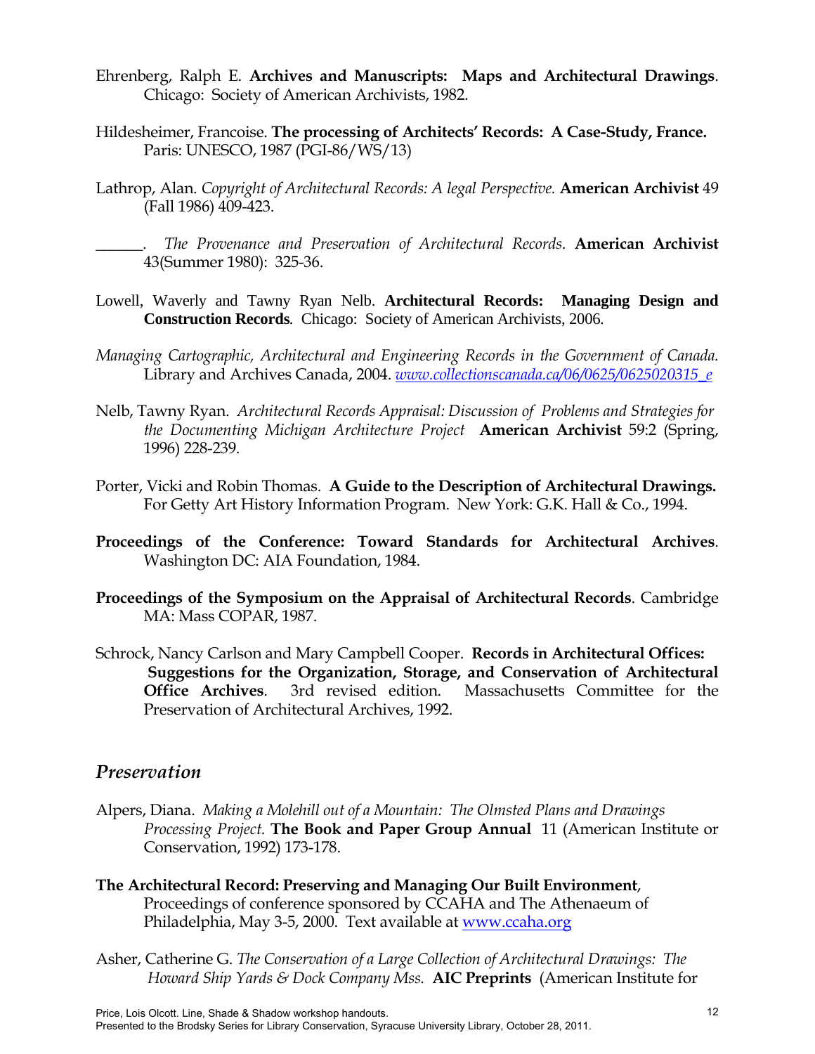Ehrenberg, Ralph E. **Archives and Manuscripts: Maps and Architectural Drawings**. Chicago: Society of American Archivists, 1982.

Hildesheimer, Francoise. **The processing of Architects' Records: A Case-Study, France.** Paris: UNESCO, 1987 (PGI-86/WS/13)

Lathrop, Alan. *Copyright of Architectural Records: A legal Perspective.* **American Archivist** 49 (Fall 1986) 409-423.

______. *The Provenance and Preservation of Architectural Records*. **American Archivist** 43(Summer 1980): 325-36.

Lowell, Waverly and Tawny Ryan Nelb. **Architectural Records: Managing Design and Construction Records**. Chicago: Society of American Archivists, 2006.

*Managing Cartographic, Architectural and Engineering Records in the Government of Canada.* Library and Archives Canada, 2004. [www.collectionscanada.ca/06/0625/0625020315_e](www.collectionscanada.ca/06/0625/0625020315_e)

Nelb, Tawny Ryan. *Architectural Records Appraisal: Discussion of Problems and Strategies for the Documenting Michigan Architecture Project* **American Archivist** 59:2 (Spring, 1996) 228-239.

Porter, Vicki and Robin Thomas. **A Guide to the Description of Architectural Drawings.** For Getty Art History Information Program. New York: G.K. Hall & Co., 1994.

**Proceedings of the Conference: Toward Standards for Architectural Archives**. Washington DC: AIA Foundation, 1984.

**Proceedings of the Symposium on the Appraisal of Architectural Records**. Cambridge MA: Mass COPAR, 1987.

Schrock, Nancy Carlson and Mary Campbell Cooper. **Records in Architectural Offices: Suggestions for the Organization, Storage, and Conservation of Architectural Office Archives**. 3rd revised edition. Massachusetts Committee for the Preservation of Architectural Archives, 1992.

## *Preservation*

Alpers, Diana. *Making a Molehill out of a Mountain: The Olmsted Plans and Drawings Processing Project.* **The Book and Paper Group Annual** 11 (American Institute or Conservation, 1992) 173-178.

**The Architectural Record: Preserving and Managing Our Built Environment**, Proceedings of conference sponsored by CCAHA and The Athenaeum of Philadelphia, May 3-5, 2000. Text available at [www.ccaha.org](www.ccaha.org)

Asher, Catherine G. *The Conservation of a Large Collection of Architectural Drawings: The Howard Ship Yards & Dock Company Mss.* **AIC Preprints** (American Institute for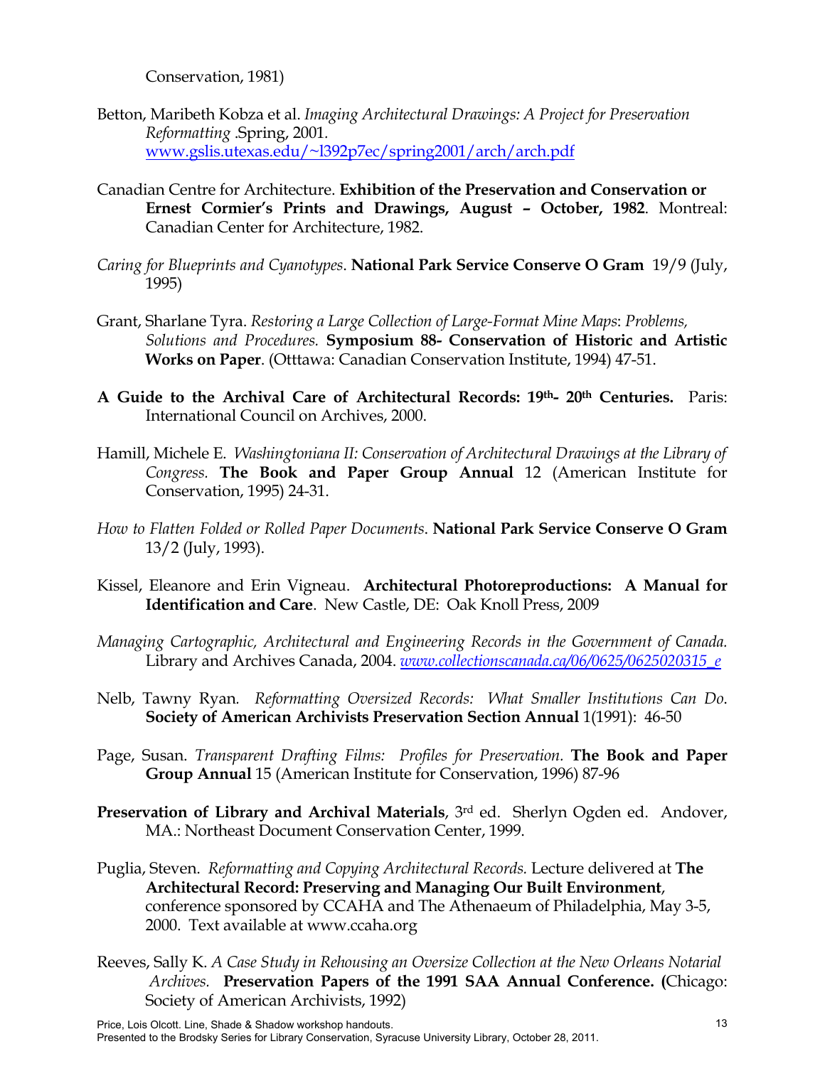Conservation, 1981)

Betton, Maribeth Kobza et al. *Imaging Architectural Drawings: A Project for Preservation Reformatting* .Spring, 2001. [www.gslis.utexas.edu/~l392p7ec/spring2001/arch/arch.pdf](www.gslis.utexas.edu/~l392p7ec/spring2001/arch/arch.pdf)

Canadian Centre for Architecture. **Exhibition of the Preservation and Conservation or Ernest Cormier's Prints and Drawings, August – October, 1982**. Montreal: Canadian Center for Architecture, 1982.

*Caring for Blueprints and Cyanotypes*. **National Park Service Conserve O Gram** 19/9 (July, 1995)

Grant, Sharlane Tyra. *Restoring a Large Collection of Large-Format Mine Maps*: *Problems, Solutions and Procedures.* **Symposium 88- Conservation of Historic and Artistic Works on Paper**. (Otttawa: Canadian Conservation Institute, 1994) 47-51.

**A Guide to the Archival Care of Architectural Records: 19th- 20th Centuries.** Paris: International Council on Archives, 2000.

Hamill, Michele E. *Washingtoniana II: Conservation of Architectural Drawings at the Library of Congress.* **The Book and Paper Group Annual** 12 (American Institute for Conservation, 1995) 24-31.

*How to Flatten Folded or Rolled Paper Documents*. **National Park Service Conserve O Gram** 13/2 (July, 1993).

Kissel, Eleanore and Erin Vigneau. **Architectural Photoreproductions: A Manual for Identification and Care**. New Castle, DE: Oak Knoll Press, 2009

*Managing Cartographic, Architectural and Engineering Records in the Government of Canada.* Library and Archives Canada, 2004. *[www.collectionscanada.ca/06/0625/0625020315_e](www.collectionscanada.ca/06/0625/0625020315_e)*

Nelb, Tawny Ryan. *Reformatting Oversized Records: What Smaller Institutions Can Do*. **Society of American Archivists Preservation Section Annual** 1(1991): 46-50

Page, Susan. *Transparent Drafting Films: Profiles for Preservation.* **The Book and Paper Group Annual** 15 (American Institute for Conservation, 1996) 87-96

**Preservation of Library and Archival Materials**, 3rd ed. Sherlyn Ogden ed. Andover, MA.: Northeast Document Conservation Center, 1999.

Puglia, Steven. *Reformatting and Copying Architectural Records.* Lecture delivered at **The Architectural Record: Preserving and Managing Our Built Environment**, conference sponsored by CCAHA and The Athenaeum of Philadelphia, May 3-5, 2000. Text available at www.ccaha.org

Reeves, Sally K. *A Case Study in Rehousing an Oversize Collection at the New Orleans Notarial Archives.* **Preservation Papers of the 1991 SAA Annual Conference. (**Chicago: Society of American Archivists, 1992)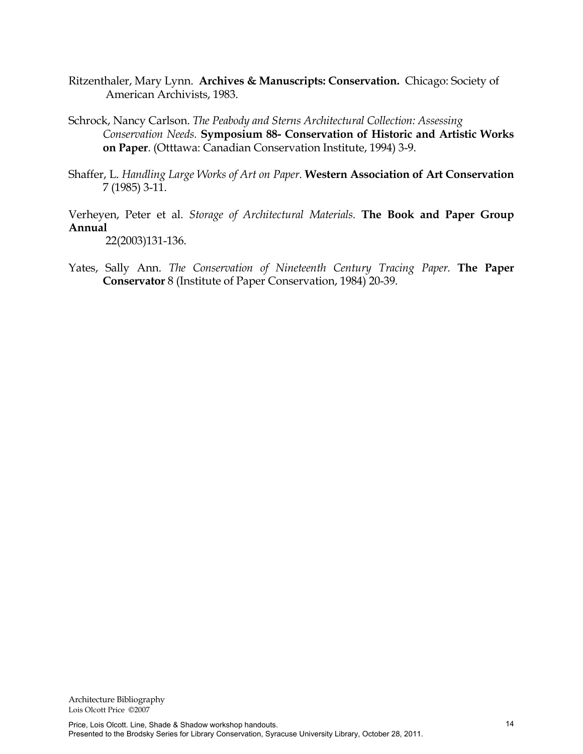Ritzenthaler, Mary Lynn. **Archives & Manuscripts: Conservation.** Chicago: Society of American Archivists, 1983.

Schrock, Nancy Carlson. *The Peabody and Sterns Architectural Collection: Assessing Conservation Needs.* **Symposium 88- Conservation of Historic and Artistic Works on Paper**. (Otttawa: Canadian Conservation Institute, 1994) 3-9.

Shaffer, L. *Handling Large Works of Art on Paper*. **Western Association of Art Conservation** 7 (1985) 3-11.

Verheyen, Peter et al. *Storage of Architectural Materials*. **The Book and Paper Group Annual** 22(2003)131-136.

Yates, Sally Ann. *The Conservation of Nineteenth Century Tracing Paper.* **The Paper Conservator** 8 (Institute of Paper Conservation, 1984) 20-39.